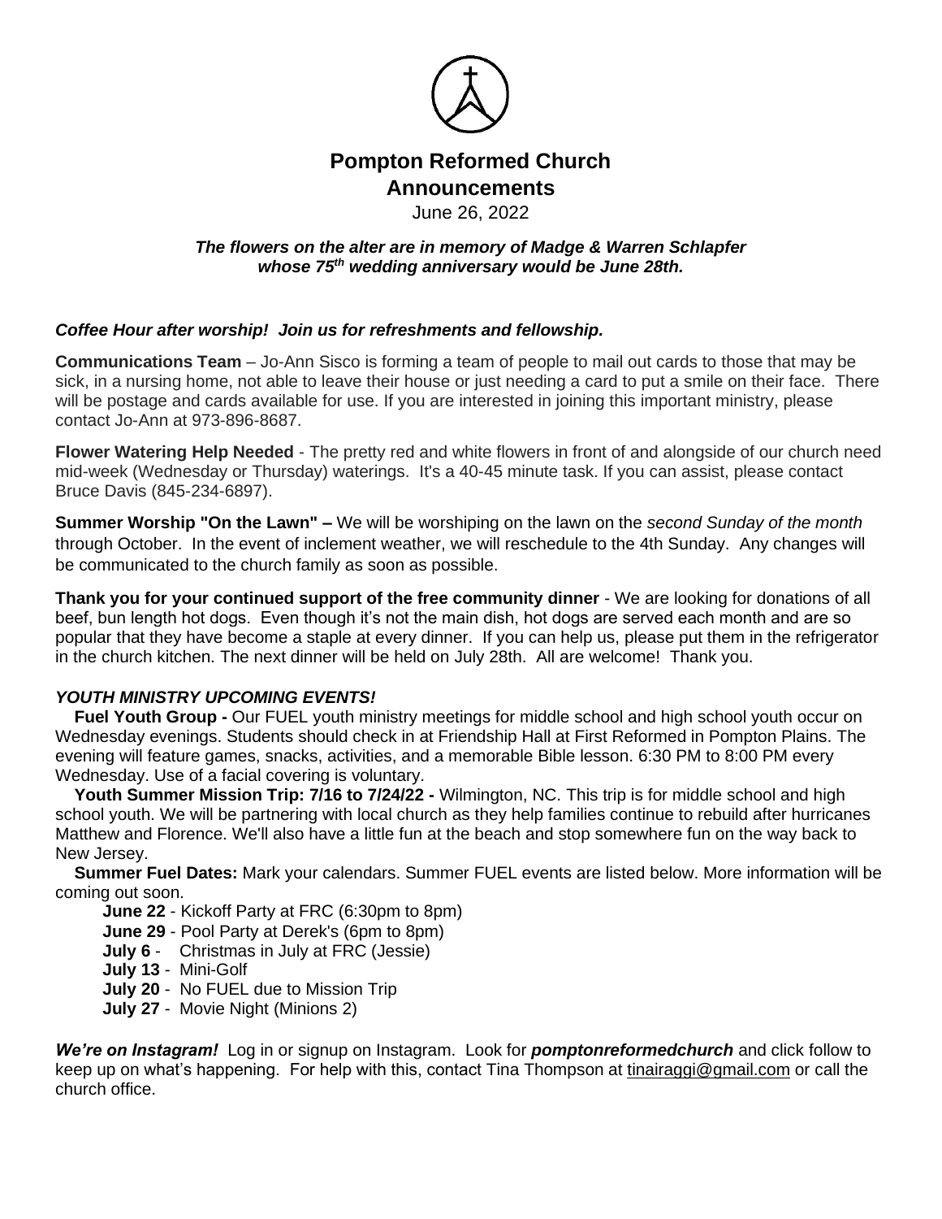# Pompton Reformed Church
## Announcements

June 26, 2022

***The flowers on the alter are in memory of Madge & Warren Schlapfer whose 75th wedding anniversary would be June 28th.***

***Coffee Hour after worship! Join us for refreshments and fellowship.***

**Communications Team** – Jo-Ann Sisco is forming a team of people to mail out cards to those that may be sick, in a nursing home, not able to leave their house or just needing a card to put a smile on their face. There will be postage and cards available for use. If you are interested in joining this important ministry, please contact Jo-Ann at 973-896-8687.

**Flower Watering Help Needed** - The pretty red and white flowers in front of and alongside of our church need mid-week (Wednesday or Thursday) waterings. It's a 40-45 minute task. If you can assist, please contact Bruce Davis (845-234-6897).

**Summer Worship "On the Lawn" –** We will be worshiping on the lawn on the *second Sunday of the month* through October. In the event of inclement weather, we will reschedule to the 4th Sunday. Any changes will be communicated to the church family as soon as possible.

**Thank you for your continued support of the free community dinner** - We are looking for donations of all beef, bun length hot dogs. Even though it's not the main dish, hot dogs are served each month and are so popular that they have become a staple at every dinner. If you can help us, please put them in the refrigerator in the church kitchen. The next dinner will be held on July 28th. All are welcome! Thank you.

***YOUTH MINISTRY UPCOMING EVENTS!***

**Fuel Youth Group -** Our FUEL youth ministry meetings for middle school and high school youth occur on Wednesday evenings. Students should check in at Friendship Hall at First Reformed in Pompton Plains. The evening will feature games, snacks, activities, and a memorable Bible lesson. 6:30 PM to 8:00 PM every Wednesday. Use of a facial covering is voluntary.

**Youth Summer Mission Trip: 7/16 to 7/24/22 -** Wilmington, NC. This trip is for middle school and high school youth. We will be partnering with local church as they help families continue to rebuild after hurricanes Matthew and Florence. We'll also have a little fun at the beach and stop somewhere fun on the way back to New Jersey.

**Summer Fuel Dates:** Mark your calendars. Summer FUEL events are listed below. More information will be coming out soon.

- **June 22** - Kickoff Party at FRC (6:30pm to 8pm)
- **June 29** - Pool Party at Derek's (6pm to 8pm)
- **July 6** - Christmas in July at FRC (Jessie)
- **July 13** - Mini-Golf
- **July 20** - No FUEL due to Mission Trip
- **July 27** - Movie Night (Minions 2)

***We're on Instagram!*** Log in or signup on Instagram. Look for ***pomptonreformedchurch*** and click follow to keep up on what's happening. For help with this, contact Tina Thompson at tinairaggi@gmail.com or call the church office.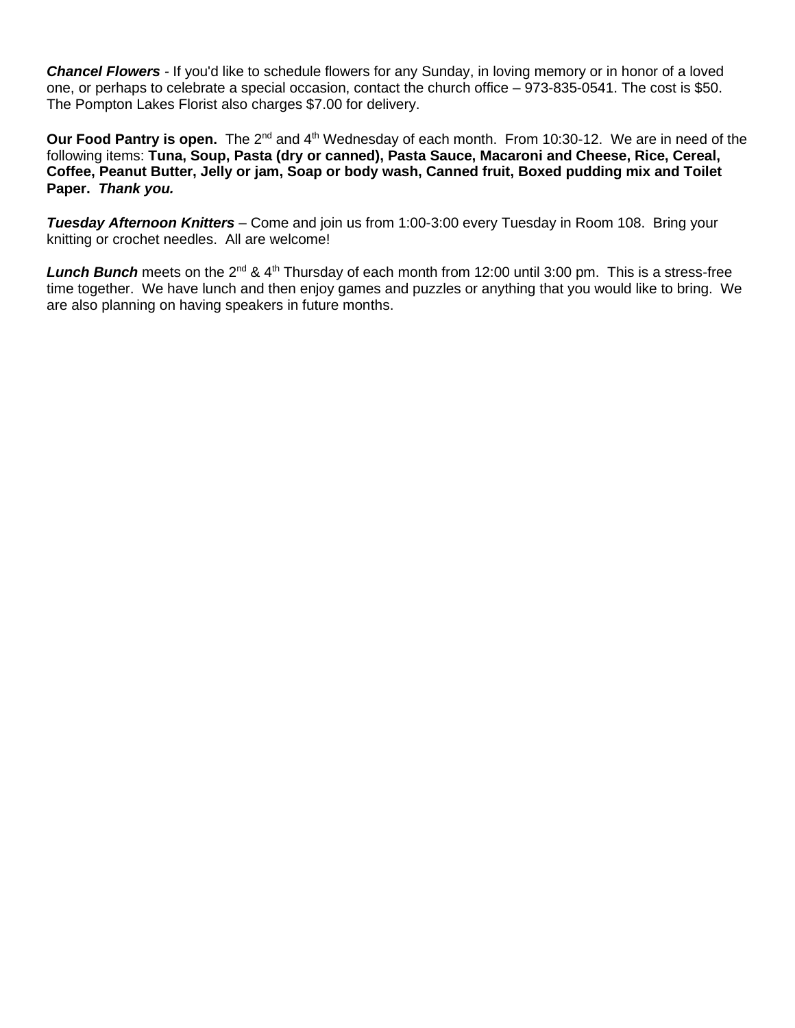***Chancel Flowers*** - If you'd like to schedule flowers for any Sunday, in loving memory or in honor of a loved one, or perhaps to celebrate a special occasion, contact the church office – 973-835-0541. The cost is $50. The Pompton Lakes Florist also charges $7.00 for delivery.

**Our Food Pantry is open.** The 2nd and 4th Wednesday of each month. From 10:30-12. We are in need of the following items: **Tuna, Soup, Pasta (dry or canned), Pasta Sauce, Macaroni and Cheese, Rice, Cereal, Coffee, Peanut Butter, Jelly or jam, Soap or body wash, Canned fruit, Boxed pudding mix and Toilet Paper.** ***Thank you.***

***Tuesday Afternoon Knitters*** – Come and join us from 1:00-3:00 every Tuesday in Room 108. Bring your knitting or crochet needles. All are welcome!

***Lunch Bunch*** meets on the 2nd & 4th Thursday of each month from 12:00 until 3:00 pm. This is a stress-free time together. We have lunch and then enjoy games and puzzles or anything that you would like to bring. We are also planning on having speakers in future months.